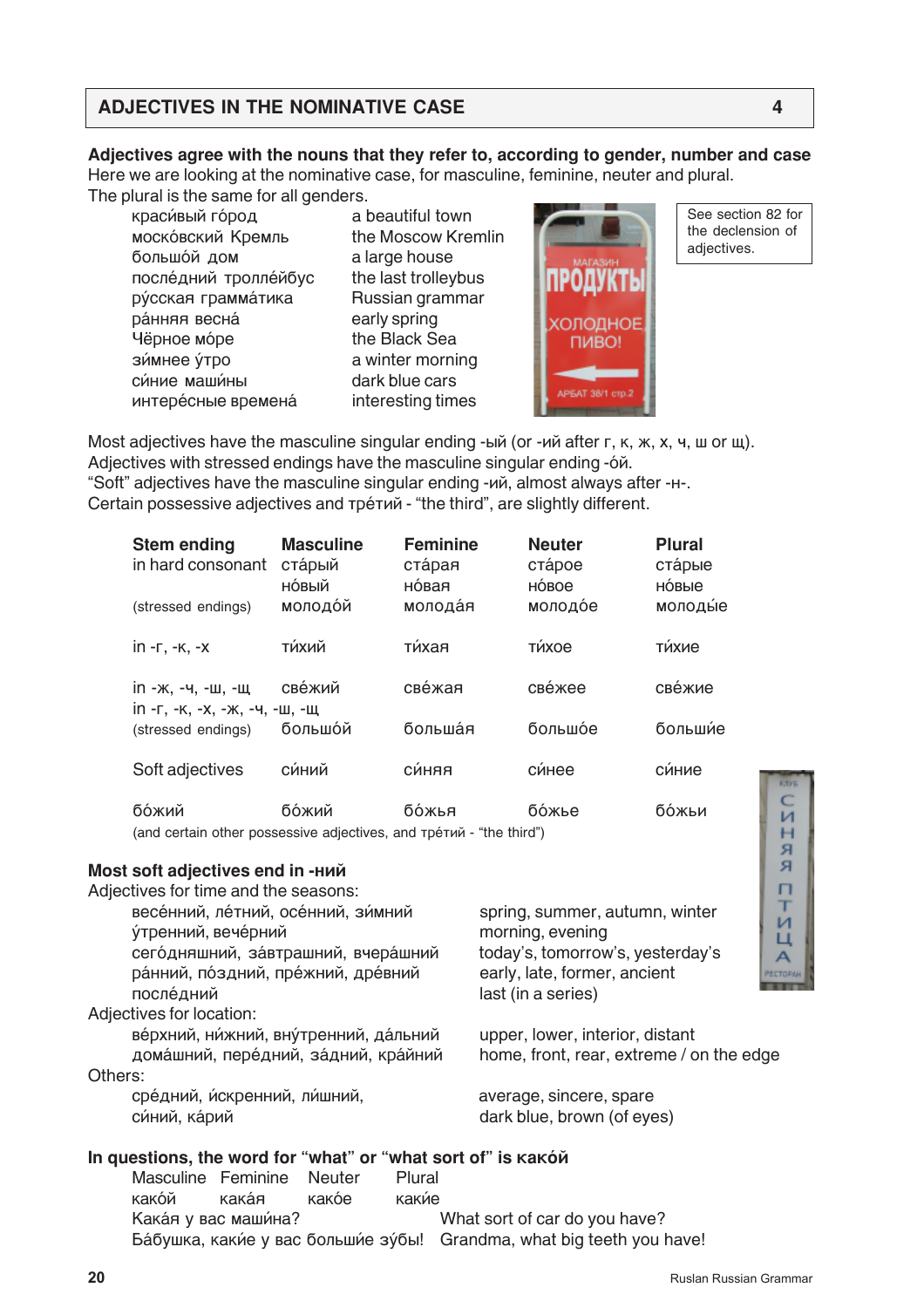## ADJECTIVES IN THE NOMINATIVE CASE — 4

**Adjectives agree with the nouns that they refer to, according to gender, number and case**
Here we are looking at the nominative case, for masculine, feminine, neuter and plural.
The plural is the same for all genders.

| | |
|---|---|
| краси́вый го́род | a beautiful town |
| моско́вский Кремль | the Moscow Kremlin |
| большо́й дом | a large house |
| после́дний тролле́йбус | the last trolleybus |
| ру́сская грамма́тика | Russian grammar |
| ра́нняя весна́ | early spring |
| Чёрное мо́ре | the Black Sea |
| зи́мнее у́тро | a winter morning |
| си́ние маши́ны | dark blue cars |
| интере́сные времена́ | interesting times |

See section 82 for the declension of adjectives.

Most adjectives have the masculine singular ending -ый (or -ий after г, к, ж, х, ч, ш or щ).
Adjectives with stressed endings have the masculine singular ending -о́й.
"Soft" adjectives have the masculine singular ending -ий, almost always after -н-.
Certain possessive adjectives and тре́тий - "the third", are slightly different.

| Stem ending | Masculine | Feminine | Neuter | Plural |
|---|---|---|---|---|
| in hard consonant | ста́рый | ста́рая | ста́рое | ста́рые |
| | но́вый | но́вая | но́вое | но́вые |
| (stressed endings) | молодо́й | молода́я | молодо́е | молоды́е |
| in -г, -к, -х | ти́хий | ти́хая | ти́хое | ти́хие |
| in -ж, -ч, -ш, -щ | све́жий | све́жая | све́жее | све́жие |
| in -г, -к, -х, -ж, -ч, -ш, -щ (stressed endings) | большо́й | больша́я | большо́е | больши́е |
| Soft adjectives | си́ний | си́няя | си́нее | си́ние |
| бо́жий | бо́жий | бо́жья | бо́жье | бо́жьи |

(and certain other possessive adjectives, and тре́тий - "the third")

**Most soft adjectives end in -ний**
Adjectives for time and the seasons:

| | |
|---|---|
| весе́нний, ле́тний, осе́нний, зи́мний | spring, summer, autumn, winter |
| у́тренний, вече́рний | morning, evening |
| сего́дняшний, за́втрашний, вчера́шний | today's, tomorrow's, yesterday's |
| ра́нний, по́здний, пре́жний, дре́вний | early, late, former, ancient |
| после́дний | last (in a series) |

Adjectives for location:

| | |
|---|---|
| ве́рхний, ни́жний, вну́тренний, да́льний | upper, lower, interior, distant |
| дома́шний, пере́дний, за́дний, кра́йний | home, front, rear, extreme / on the edge |

Others:

| | |
|---|---|
| сре́дний, и́скренний, ли́шний, | average, sincere, spare |
| си́ний, ка́рий | dark blue, brown (of eyes) |

**In questions, the word for "what" or "what sort of" is како́й**

| Masculine | Feminine | Neuter | Plural |
|---|---|---|---|
| како́й | кака́я | како́е | каки́е |

Кака́я у вас маши́на? — What sort of car do you have?
Ба́бушка, каки́е у вас больши́е зу́бы! — Grandma, what big teeth you have!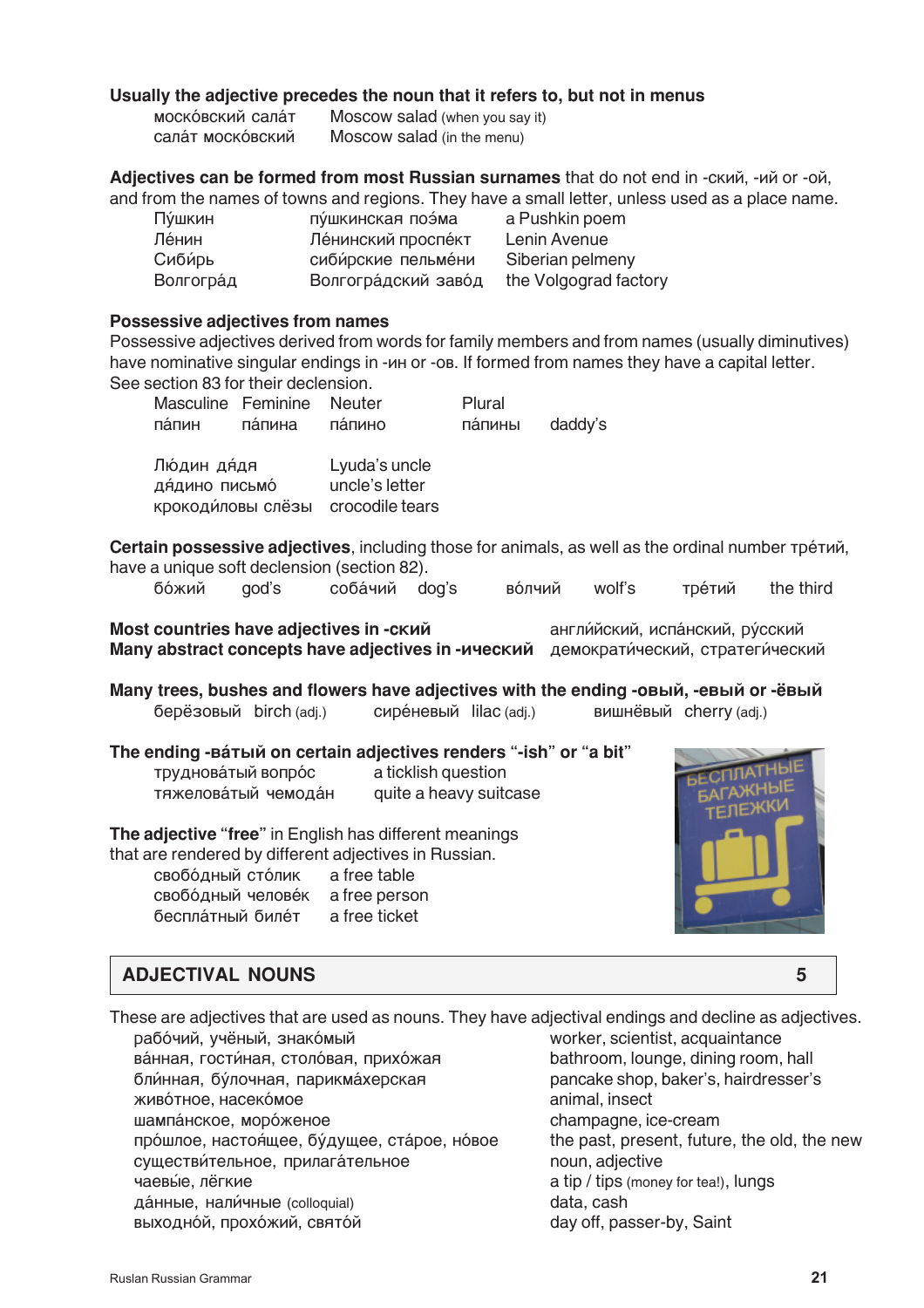**Usually the adjective precedes the noun that it refers to, but not in menus**

| | |
|---|---|
| моско́вский сала́т | Moscow salad (when you say it) |
| сала́т моско́вский | Moscow salad (in the menu) |

**Adjectives can be formed from most Russian surnames** that do not end in -ский, -ий or -ой, and from the names of towns and regions. They have a small letter, unless used as a place name.

| | | |
|---|---|---|
| Пу́шкин | пу́шкинская поэ́ма | a Pushkin poem |
| Ле́нин | Ле́нинский проспе́кт | Lenin Avenue |
| Сиби́рь | сиби́рские пельме́ни | Siberian pelmeny |
| Волгогра́д | Волгогра́дский заво́д | the Volgograd factory |

**Possessive adjectives from names**

Possessive adjectives derived from words for family members and from names (usually diminutives) have nominative singular endings in -ин or -ов. If formed from names they have a capital letter. See section 83 for their declension.

| Masculine | Feminine | Neuter | Plural | |
|---|---|---|---|---|
| па́пин | па́пина | па́пино | па́пины | daddy's |

| | |
|---|---|
| Лю́дин дя́дя | Lyuda's uncle |
| дя́дино письмо́ | uncle's letter |
| крокоди́ловы слёзы | crocodile tears |

**Certain possessive adjectives**, including those for animals, as well as the ordinal number тре́тий, have a unique soft declension (section 82).

бо́жий god's — соба́чий dog's — во́лчий wolf's — тре́тий the third

**Most countries have adjectives in -ский** — англи́йский, испа́нский, ру́сский

**Many abstract concepts have adjectives in -ический** — демократи́ческий, стратеги́ческий

**Many trees, bushes and flowers have adjectives with the ending -овый, -евый or -ёвый**

берёзовый birch (adj.) — сире́невый lilac (adj.) — вишнёвый cherry (adj.)

**The ending -ва́тый on certain adjectives renders "-ish" or "a bit"**

| | |
|---|---|
| трудновáтый вопро́с | a ticklish question |
| тяжелова́тый чемода́н | quite a heavy suitcase |

**The adjective "free"** in English has different meanings that are rendered by different adjectives in Russian.

| | |
|---|---|
| свобо́дный сто́лик | a free table |
| свобо́дный челове́к | a free person |
| беспла́тный биле́т | a free ticket |

## ADJECTIVAL NOUNS — 5

These are adjectives that are used as nouns. They have adjectival endings and decline as adjectives.

| | |
|---|---|
| рабо́чий, учёный, знако́мый | worker, scientist, acquaintance |
| ва́нная, гости́ная, столо́вая, прихо́жая | bathroom, lounge, dining room, hall |
| бли́нная, бу́лочная, парикма́херская | pancake shop, baker's, hairdresser's |
| живо́тное, насеко́мое | animal, insect |
| шампа́нское, моро́женое | champagne, ice-cream |
| про́шлое, настоя́щее, бу́дущее, ста́рое, но́вое | the past, present, future, the old, the new |
| существи́тельное, прилага́тельное | noun, adjective |
| чаевы́е, лёгкие | a tip / tips (money for tea!), lungs |
| да́нные, нали́чные (colloquial) | data, cash |
| выходно́й, прохо́жий, свято́й | day off, passer-by, Saint |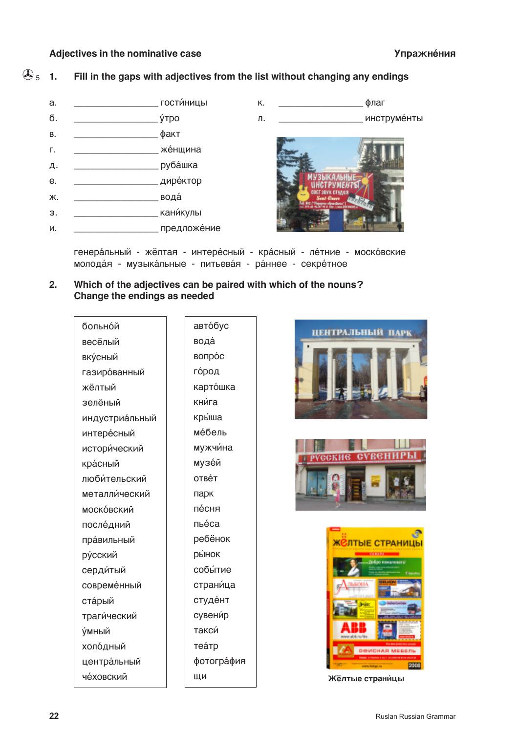## Adjectives in the nominative case

**Упражнéния**

### 5 1. Fill in the gaps with adjectives from the list without changing any endings

а. _______________ гости́ницы

б. _______________ ýтро

в. _______________ факт

г. _______________ жéнщина

д. _______________ рубáшка

е. _______________ дирéктор

ж. _______________ водá

з. _______________ кани́кулы

и. _______________ предложéние

к. _______________ флаг

л. _______________ инструмéнты

генерáльный - жёлтая - интерéсный - крáсный - лéтние - москóвские
молодáя - музыкáльные - питьевáя - рáннее - секрéтное

### 2. Which of the adjectives can be paired with which of the nouns? Change the endings as needed

| | |
|---|---|
| больнóй | автóбус |
| весёлый | водá |
| вкýсный | вопрóс |
| газирóванный | гóрод |
| жёлтый | картóшка |
| зелёный | кни́га |
| индустриáльный | кры́ша |
| интерéсный | мéбель |
| истори́ческий | мужчи́на |
| крáсный | музéй |
| люби́тельский | отвéт |
| металли́ческий | парк |
| москóвский | пéсня |
| послéдний | пьéса |
| прáвильный | ребёнок |
| рýсский | ры́нок |
| серди́тый | собы́тие |
| совремéнный | страни́ца |
| стáрый | студéнт |
| траги́ческий | сувени́р |
| ýмный | такси́ |
| холóдный | теáтр |
| центрáльный | фотогрáфия |
| чéховский | щи |

Жёлтые страни́цы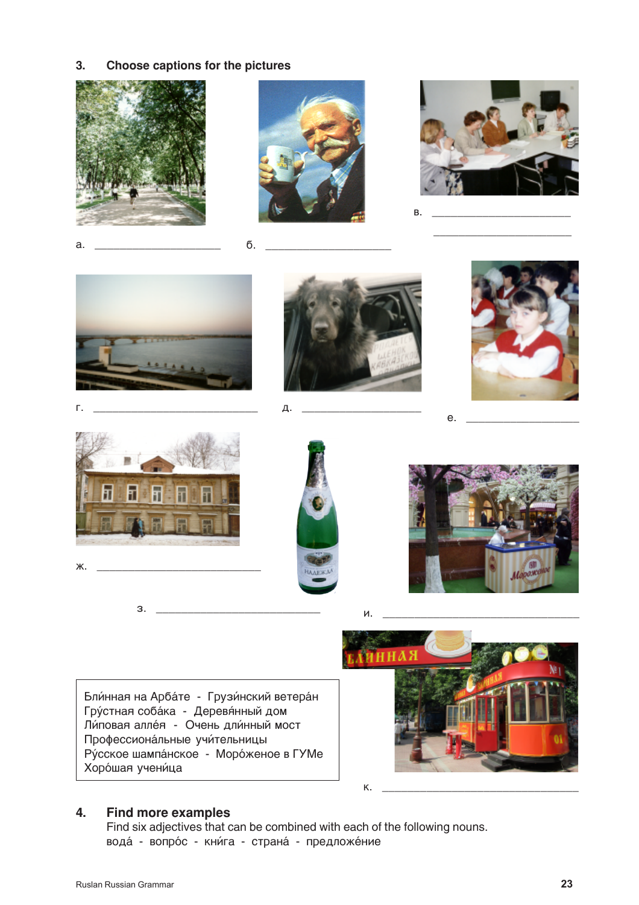### 3. Choose captions for the pictures

а. ______________________

б. ______________________

в. ______________________
______________________

г. ______________________

д. ______________________

е. ______________________

ж. ______________________

з. ______________________

и. ______________________

к. ______________________

Бли́нная на Арба́те - Грузи́нский ветера́н
Гру́стная соба́ка - Деревя́нный дом
Ли́повая алле́я - Очень дли́нный мост
Профессиона́льные учи́тельницы
Ру́сское шампа́нское - Моро́женое в ГУМе
Хоро́шая учени́ца

### 4. Find more examples

Find six adjectives that can be combined with each of the following nouns.
вода́ - вопро́с - кни́га - страна́ - предложе́ние